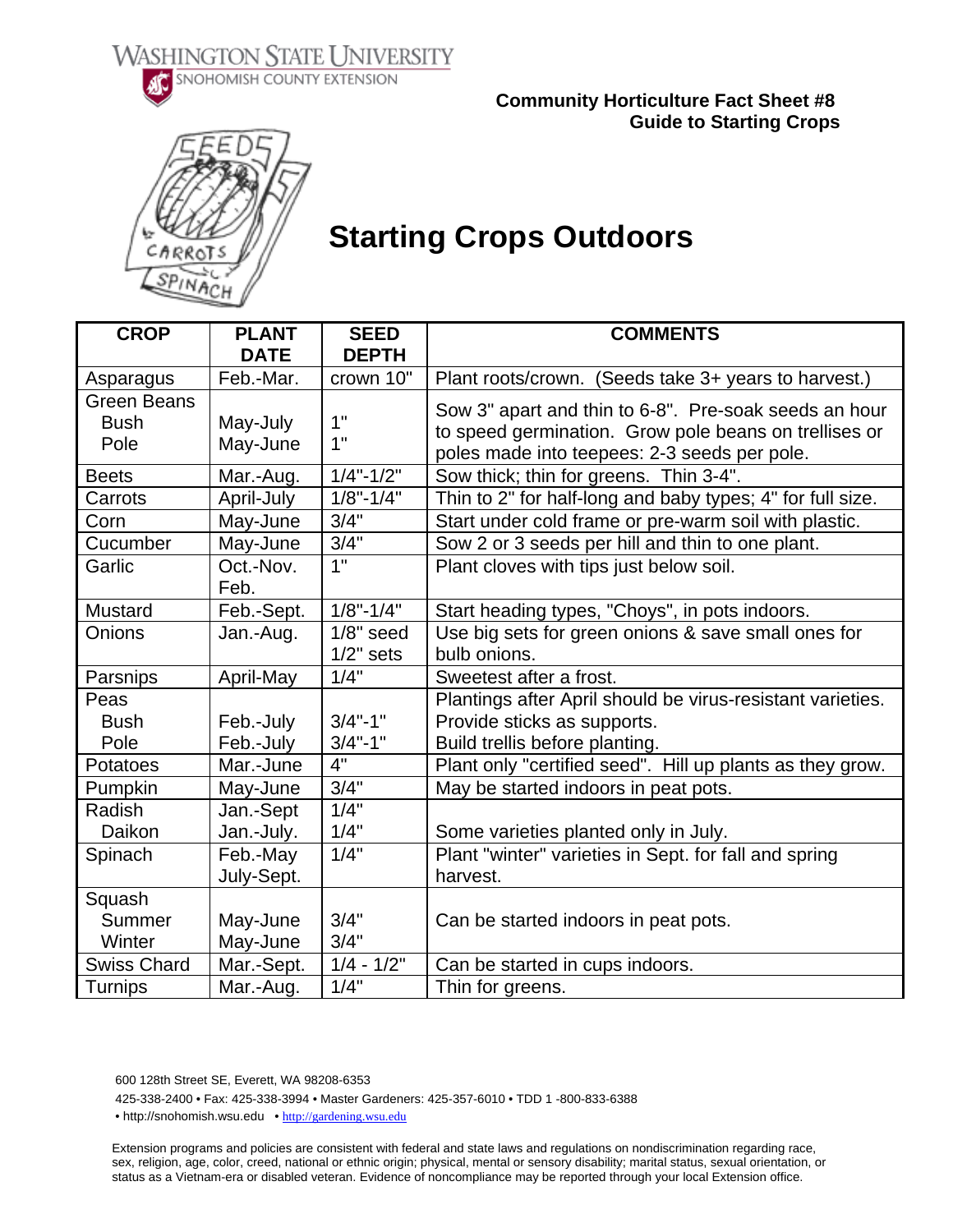WASHINGTON STATE UNIVERSITY
SNOHOMISH COUNTY EXTENSION

**Community Horticulture Fact Sheet #8**
**Guide to Starting Crops**

# Starting Crops Outdoors

| CROP | PLANT DATE | SEED DEPTH | COMMENTS |
|---|---|---|---|
| Asparagus | Feb.-Mar. | crown 10" | Plant roots/crown. (Seeds take 3+ years to harvest.) |
| Green Beans<br>Bush<br>Pole | <br>May-July<br>May-June | <br>1"<br>1" | Sow 3" apart and thin to 6-8". Pre-soak seeds an hour to speed germination. Grow pole beans on trellises or poles made into teepees: 2-3 seeds per pole. |
| Beets | Mar.-Aug. | 1/4"-1/2" | Sow thick; thin for greens. Thin 3-4". |
| Carrots | April-July | 1/8"-1/4" | Thin to 2" for half-long and baby types; 4" for full size. |
| Corn | May-June | 3/4" | Start under cold frame or pre-warm soil with plastic. |
| Cucumber | May-June | 3/4" | Sow 2 or 3 seeds per hill and thin to one plant. |
| Garlic | Oct.-Nov.<br>Feb. | 1" | Plant cloves with tips just below soil. |
| Mustard | Feb.-Sept. | 1/8"-1/4" | Start heading types, "Choys", in pots indoors. |
| Onions | Jan.-Aug. | 1/8" seed<br>1/2" sets | Use big sets for green onions & save small ones for bulb onions. |
| Parsnips | April-May | 1/4" | Sweetest after a frost. |
| Peas<br>Bush<br>Pole | <br>Feb.-July<br>Feb.-July | <br>3/4"-1"<br>3/4"-1" | Plantings after April should be virus-resistant varieties.<br>Provide sticks as supports.<br>Build trellis before planting. |
| Potatoes | Mar.-June | 4" | Plant only "certified seed". Hill up plants as they grow. |
| Pumpkin | May-June | 3/4" | May be started indoors in peat pots. |
| Radish<br>Daikon | Jan.-Sept<br>Jan.-July. | 1/4"<br>1/4" | <br>Some varieties planted only in July. |
| Spinach | Feb.-May<br>July-Sept. | 1/4" | Plant "winter" varieties in Sept. for fall and spring harvest. |
| Squash<br>Summer<br>Winter | <br>May-June<br>May-June | <br>3/4"<br>3/4" | Can be started indoors in peat pots. |
| Swiss Chard | Mar.-Sept. | 1/4 - 1/2" | Can be started in cups indoors. |
| Turnips | Mar.-Aug. | 1/4" | Thin for greens. |

600 128th Street SE, Everett, WA 98208-6353

425-338-2400 • Fax: 425-338-3994 • Master Gardeners: 425-357-6010 • TDD 1 -800-833-6388

• http://snohomish.wsu.edu • http://gardening.wsu.edu

Extension programs and policies are consistent with federal and state laws and regulations on nondiscrimination regarding race, sex, religion, age, color, creed, national or ethnic origin; physical, mental or sensory disability; marital status, sexual orientation, or status as a Vietnam-era or disabled veteran. Evidence of noncompliance may be reported through your local Extension office.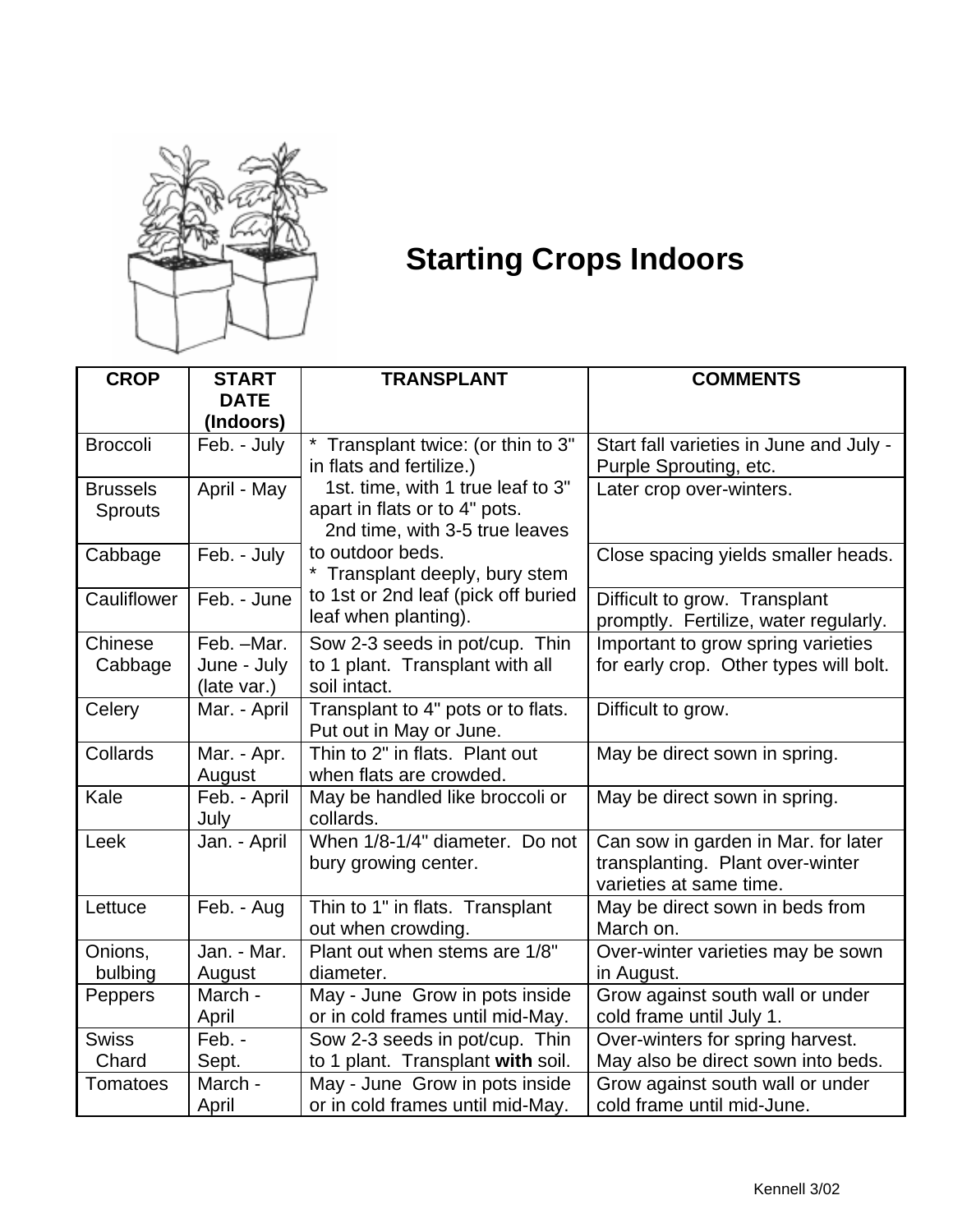# Starting Crops Indoors

| CROP | START DATE (Indoors) | TRANSPLANT | COMMENTS |
|---|---|---|---|
| Broccoli | Feb. - July | * Transplant twice: (or thin to 3" in flats and fertilize.) 1st. time, with 1 true leaf to 3" apart in flats or to 4" pots. 2nd time, with 3-5 true leaves to outdoor beds. * Transplant deeply, bury stem to 1st or 2nd leaf (pick off buried leaf when planting). | Start fall varieties in June and July - Purple Sprouting, etc. |
| Brussels Sprouts | April - May | | Later crop over-winters. |
| Cabbage | Feb. - July | | Close spacing yields smaller heads. |
| Cauliflower | Feb. - June | | Difficult to grow. Transplant promptly. Fertilize, water regularly. |
| Chinese Cabbage | Feb. –Mar. June - July (late var.) | Sow 2-3 seeds in pot/cup. Thin to 1 plant. Transplant with all soil intact. | Important to grow spring varieties for early crop. Other types will bolt. |
| Celery | Mar. - April | Transplant to 4" pots or to flats. Put out in May or June. | Difficult to grow. |
| Collards | Mar. - Apr. August | Thin to 2" in flats. Plant out when flats are crowded. | May be direct sown in spring. |
| Kale | Feb. - April July | May be handled like broccoli or collards. | May be direct sown in spring. |
| Leek | Jan. - April | When 1/8-1/4" diameter. Do not bury growing center. | Can sow in garden in Mar. for later transplanting. Plant over-winter varieties at same time. |
| Lettuce | Feb. - Aug | Thin to 1" in flats. Transplant out when crowding. | May be direct sown in beds from March on. |
| Onions, bulbing | Jan. - Mar. August | Plant out when stems are 1/8" diameter. | Over-winter varieties may be sown in August. |
| Peppers | March - April | May - June Grow in pots inside or in cold frames until mid-May. | Grow against south wall or under cold frame until July 1. |
| Swiss Chard | Feb. - Sept. | Sow 2-3 seeds in pot/cup. Thin to 1 plant. Transplant **with** soil. | Over-winters for spring harvest. May also be direct sown into beds. |
| Tomatoes | March - April | May - June Grow in pots inside or in cold frames until mid-May. | Grow against south wall or under cold frame until mid-June. |

Kennell 3/02